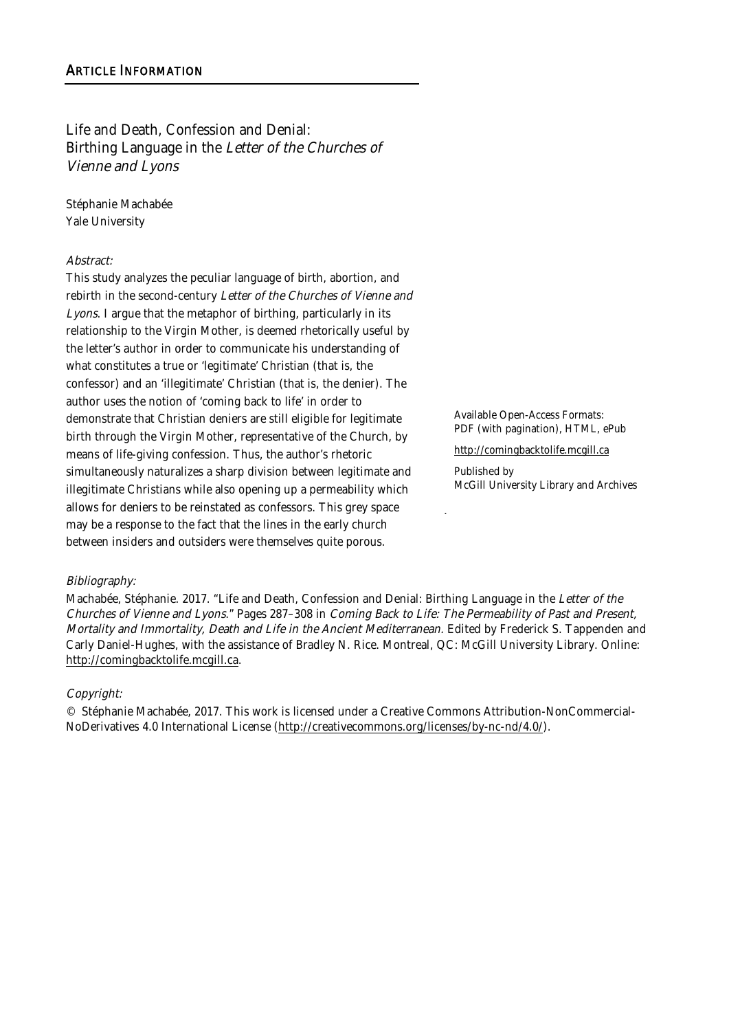## Article Information

# Life and Death, Confession and Denial: Birthing Language in the *Letter of the Churches of Vienne and Lyons*

Stéphanie Machabée
Yale University

*Abstract:*

This study analyzes the peculiar language of birth, abortion, and rebirth in the second-century *Letter of the Churches of Vienne and Lyons*. I argue that the metaphor of birthing, particularly in its relationship to the Virgin Mother, is deemed rhetorically useful by the letter's author in order to communicate his understanding of what constitutes a true or 'legitimate' Christian (that is, the confessor) and an 'illegitimate' Christian (that is, the denier). The author uses the notion of 'coming back to life' in order to demonstrate that Christian deniers are still eligible for legitimate birth through the Virgin Mother, representative of the Church, by means of life-giving confession. Thus, the author's rhetoric simultaneously naturalizes a sharp division between legitimate and illegitimate Christians while also opening up a permeability which allows for deniers to be reinstated as confessors. This grey space may be a response to the fact that the lines in the early church between insiders and outsiders were themselves quite porous.

Available Open-Access Formats: PDF (with pagination), HTML, ePub

http://comingbacktolife.mcgill.ca

Published by
McGill University Library and Archives

*Bibliography:*

Machabée, Stéphanie. 2017. "Life and Death, Confession and Denial: Birthing Language in the *Letter of the Churches of Vienne and Lyons*." Pages 287–308 in *Coming Back to Life: The Permeability of Past and Present, Mortality and Immortality, Death and Life in the Ancient Mediterranean*. Edited by Frederick S. Tappenden and Carly Daniel-Hughes, with the assistance of Bradley N. Rice. Montreal, QC: McGill University Library. Online: http://comingbacktolife.mcgill.ca.

*Copyright:*

© Stéphanie Machabée, 2017. This work is licensed under a Creative Commons Attribution-NonCommercial-NoDerivatives 4.0 International License (http://creativecommons.org/licenses/by-nc-nd/4.0/).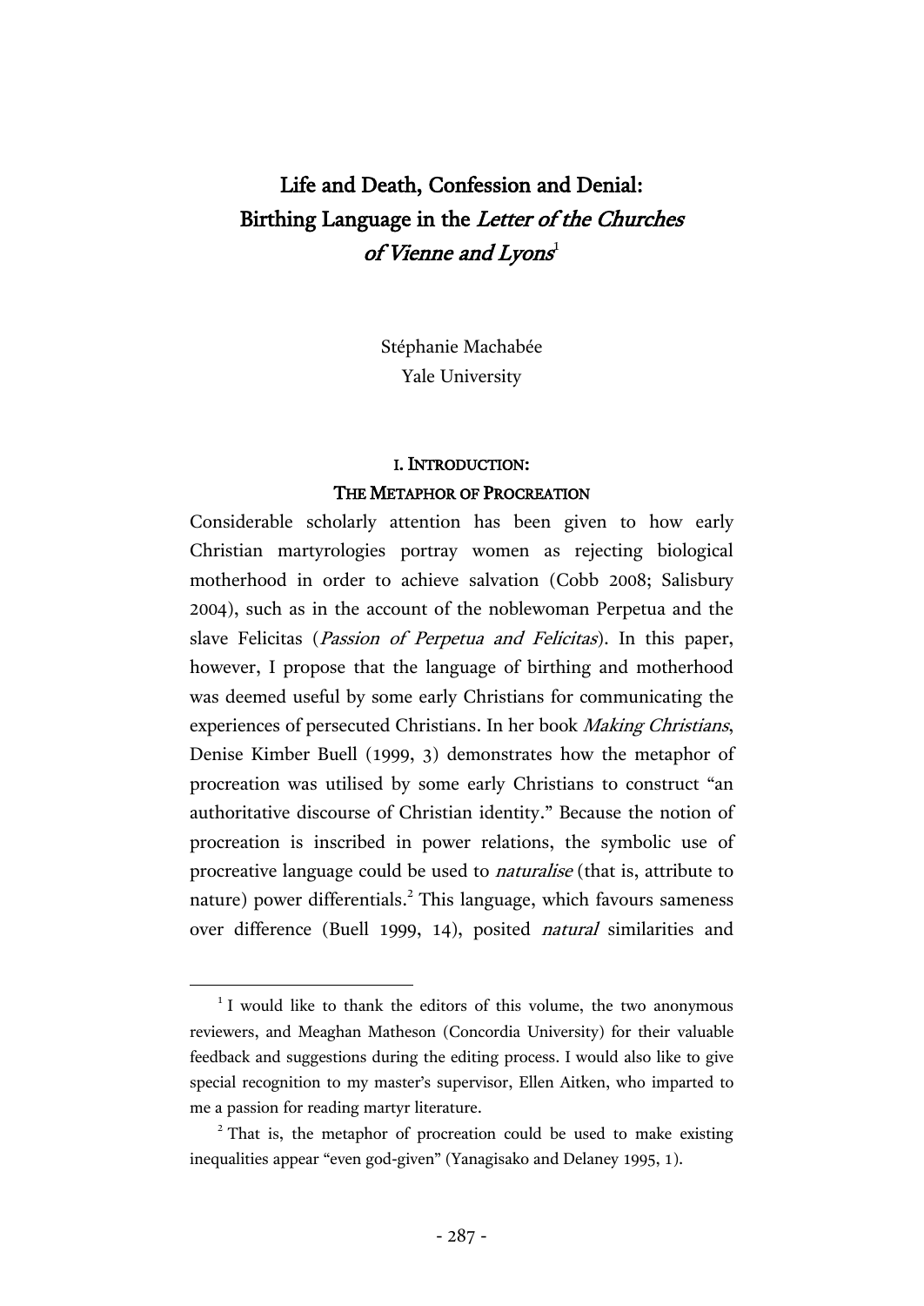# Life and Death, Confession and Denial: Birthing Language in the *Letter of the Churches of Vienne and Lyons*[1]

Stéphanie Machabée
Yale University

## I. Introduction: The Metaphor of Procreation

Considerable scholarly attention has been given to how early Christian martyrologies portray women as rejecting biological motherhood in order to achieve salvation (Cobb 2008; Salisbury 2004), such as in the account of the noblewoman Perpetua and the slave Felicitas (*Passion of Perpetua and Felicitas*). In this paper, however, I propose that the language of birthing and motherhood was deemed useful by some early Christians for communicating the experiences of persecuted Christians. In her book *Making Christians*, Denise Kimber Buell (1999, 3) demonstrates how the metaphor of procreation was utilised by some early Christians to construct "an authoritative discourse of Christian identity." Because the notion of procreation is inscribed in power relations, the symbolic use of procreative language could be used to *naturalise* (that is, attribute to nature) power differentials.[2] This language, which favours sameness over difference (Buell 1999, 14), posited *natural* similarities and

[1] I would like to thank the editors of this volume, the two anonymous reviewers, and Meaghan Matheson (Concordia University) for their valuable feedback and suggestions during the editing process. I would also like to give special recognition to my master's supervisor, Ellen Aitken, who imparted to me a passion for reading martyr literature.

[2] That is, the metaphor of procreation could be used to make existing inequalities appear "even god-given" (Yanagisako and Delaney 1995, 1).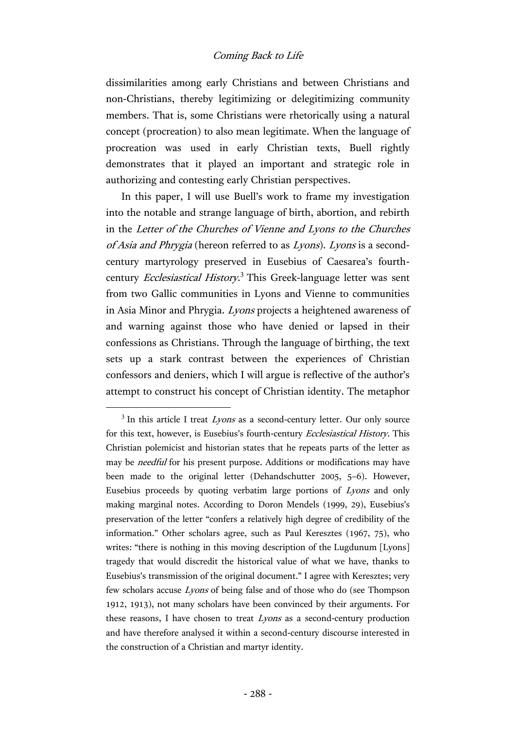dissimilarities among early Christians and between Christians and non-Christians, thereby legitimizing or delegitimizing community members. That is, some Christians were rhetorically using a natural concept (procreation) to also mean legitimate. When the language of procreation was used in early Christian texts, Buell rightly demonstrates that it played an important and strategic role in authorizing and contesting early Christian perspectives.

In this paper, I will use Buell's work to frame my investigation into the notable and strange language of birth, abortion, and rebirth in the *Letter of the Churches of Vienne and Lyons to the Churches of Asia and Phrygia* (hereon referred to as *Lyons*). *Lyons* is a second-century martyrology preserved in Eusebius of Caesarea's fourth-century *Ecclesiastical History*.[3] This Greek-language letter was sent from two Gallic communities in Lyons and Vienne to communities in Asia Minor and Phrygia. *Lyons* projects a heightened awareness of and warning against those who have denied or lapsed in their confessions as Christians. Through the language of birthing, the text sets up a stark contrast between the experiences of Christian confessors and deniers, which I will argue is reflective of the author's attempt to construct his concept of Christian identity. The metaphor

[3] In this article I treat *Lyons* as a second-century letter. Our only source for this text, however, is Eusebius's fourth-century *Ecclesiastical History.* This Christian polemicist and historian states that he repeats parts of the letter as may be *needful* for his present purpose. Additions or modifications may have been made to the original letter (Dehandschutter 2005, 5–6). However, Eusebius proceeds by quoting verbatim large portions of *Lyons* and only making marginal notes. According to Doron Mendels (1999, 29), Eusebius's preservation of the letter "confers a relatively high degree of credibility of the information." Other scholars agree, such as Paul Keresztes (1967, 75), who writes: "there is nothing in this moving description of the Lugdunum [Lyons] tragedy that would discredit the historical value of what we have, thanks to Eusebius's transmission of the original document." I agree with Keresztes; very few scholars accuse *Lyons* of being false and of those who do (see Thompson 1912, 1913), not many scholars have been convinced by their arguments. For these reasons, I have chosen to treat *Lyons* as a second-century production and have therefore analysed it within a second-century discourse interested in the construction of a Christian and martyr identity.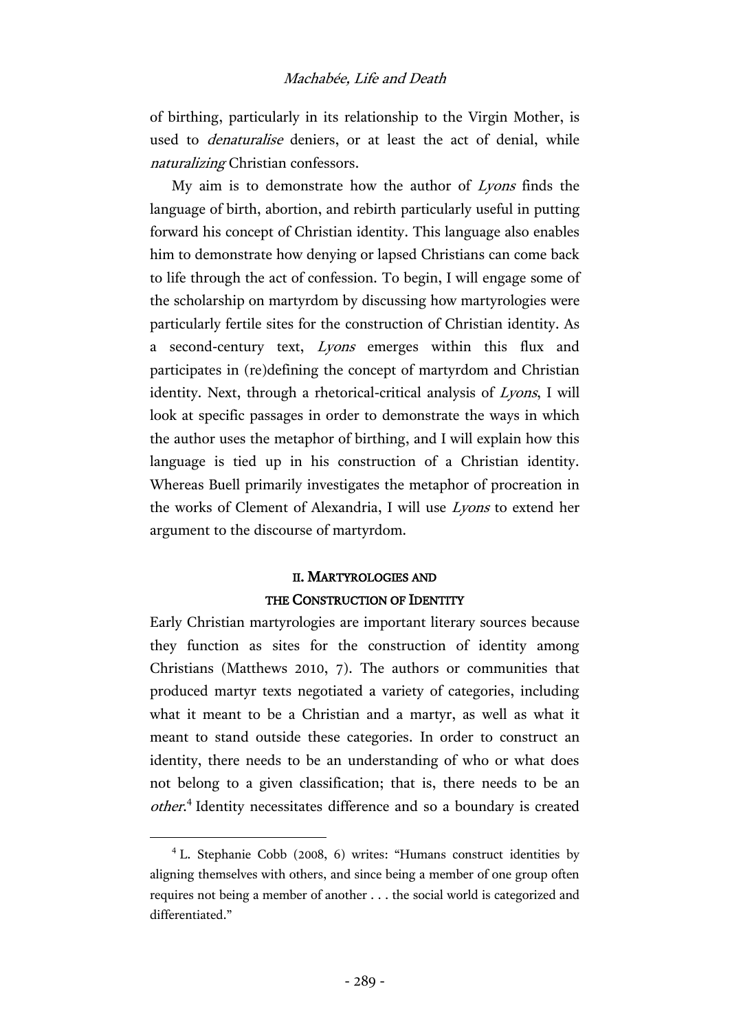of birthing, particularly in its relationship to the Virgin Mother, is used to *denaturalise* deniers, or at least the act of denial, while *naturalizing* Christian confessors.

My aim is to demonstrate how the author of *Lyons* finds the language of birth, abortion, and rebirth particularly useful in putting forward his concept of Christian identity. This language also enables him to demonstrate how denying or lapsed Christians can come back to life through the act of confession. To begin, I will engage some of the scholarship on martyrdom by discussing how martyrologies were particularly fertile sites for the construction of Christian identity. As a second-century text, *Lyons* emerges within this flux and participates in (re)defining the concept of martyrdom and Christian identity. Next, through a rhetorical-critical analysis of *Lyons*, I will look at specific passages in order to demonstrate the ways in which the author uses the metaphor of birthing, and I will explain how this language is tied up in his construction of a Christian identity. Whereas Buell primarily investigates the metaphor of procreation in the works of Clement of Alexandria, I will use *Lyons* to extend her argument to the discourse of martyrdom.

## II. Martyrologies and the Construction of Identity

Early Christian martyrologies are important literary sources because they function as sites for the construction of identity among Christians (Matthews 2010, 7). The authors or communities that produced martyr texts negotiated a variety of categories, including what it meant to be a Christian and a martyr, as well as what it meant to stand outside these categories. In order to construct an identity, there needs to be an understanding of who or what does not belong to a given classification; that is, there needs to be an *other*.[4] Identity necessitates difference and so a boundary is created

[4] L. Stephanie Cobb (2008, 6) writes: "Humans construct identities by aligning themselves with others, and since being a member of one group often requires not being a member of another . . . the social world is categorized and differentiated."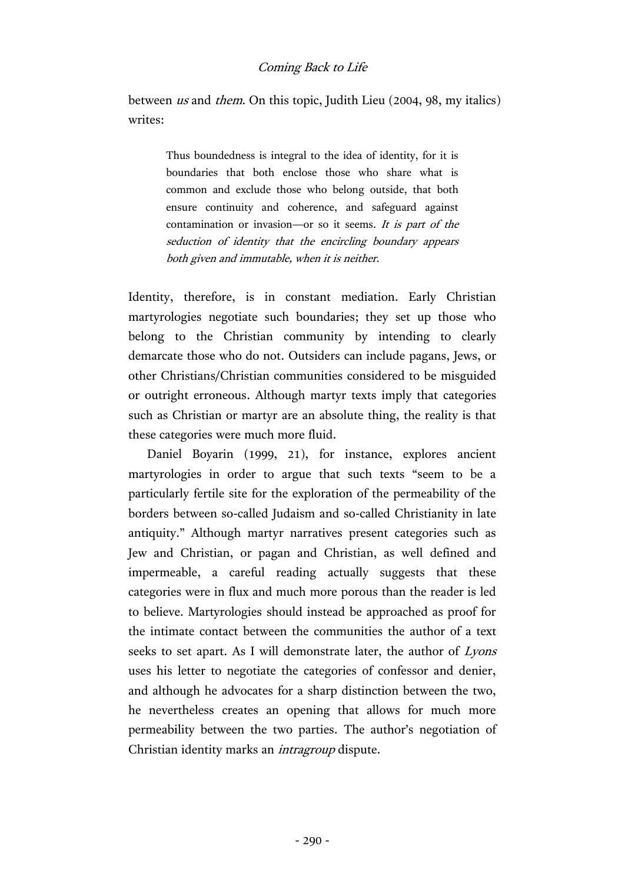between *us* and *them*. On this topic, Judith Lieu (2004, 98, my italics) writes:

> Thus boundedness is integral to the idea of identity, for it is boundaries that both enclose those who share what is common and exclude those who belong outside, that both ensure continuity and coherence, and safeguard against contamination or invasion—or so it seems. *It is part of the seduction of identity that the encircling boundary appears both given and immutable, when it is neither*.

Identity, therefore, is in constant mediation. Early Christian martyrologies negotiate such boundaries; they set up those who belong to the Christian community by intending to clearly demarcate those who do not. Outsiders can include pagans, Jews, or other Christians/Christian communities considered to be misguided or outright erroneous. Although martyr texts imply that categories such as Christian or martyr are an absolute thing, the reality is that these categories were much more fluid.

Daniel Boyarin (1999, 21), for instance, explores ancient martyrologies in order to argue that such texts "seem to be a particularly fertile site for the exploration of the permeability of the borders between so-called Judaism and so-called Christianity in late antiquity." Although martyr narratives present categories such as Jew and Christian, or pagan and Christian, as well defined and impermeable, a careful reading actually suggests that these categories were in flux and much more porous than the reader is led to believe. Martyrologies should instead be approached as proof for the intimate contact between the communities the author of a text seeks to set apart. As I will demonstrate later, the author of *Lyons* uses his letter to negotiate the categories of confessor and denier, and although he advocates for a sharp distinction between the two, he nevertheless creates an opening that allows for much more permeability between the two parties. The author's negotiation of Christian identity marks an *intragroup* dispute.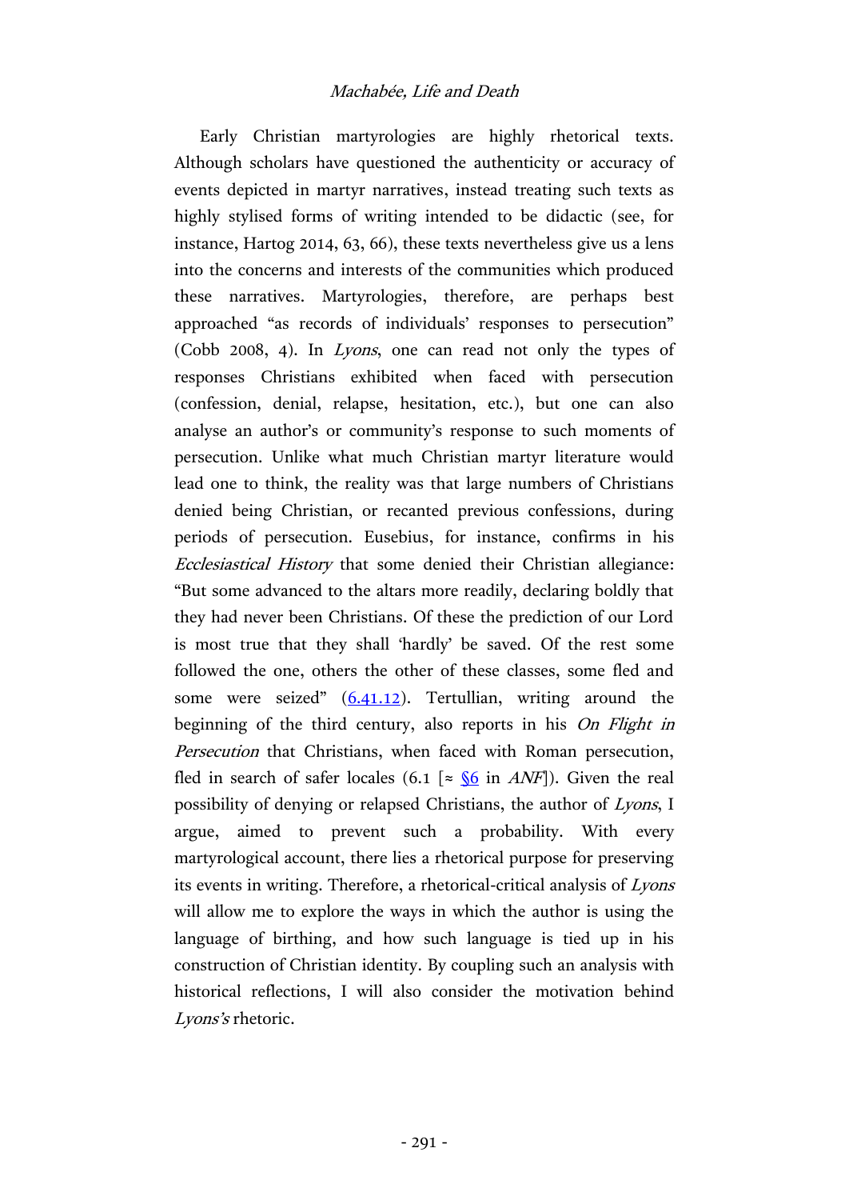Early Christian martyrologies are highly rhetorical texts. Although scholars have questioned the authenticity or accuracy of events depicted in martyr narratives, instead treating such texts as highly stylised forms of writing intended to be didactic (see, for instance, Hartog 2014, 63, 66), these texts nevertheless give us a lens into the concerns and interests of the communities which produced these narratives. Martyrologies, therefore, are perhaps best approached "as records of individuals' responses to persecution" (Cobb 2008, 4). In *Lyons*, one can read not only the types of responses Christians exhibited when faced with persecution (confession, denial, relapse, hesitation, etc.), but one can also analyse an author's or community's response to such moments of persecution. Unlike what much Christian martyr literature would lead one to think, the reality was that large numbers of Christians denied being Christian, or recanted previous confessions, during periods of persecution. Eusebius, for instance, confirms in his *Ecclesiastical History* that some denied their Christian allegiance: "But some advanced to the altars more readily, declaring boldly that they had never been Christians. Of these the prediction of our Lord is most true that they shall 'hardly' be saved. Of the rest some followed the one, others the other of these classes, some fled and some were seized" (6.41.12). Tertullian, writing around the beginning of the third century, also reports in his *On Flight in Persecution* that Christians, when faced with Roman persecution, fled in search of safer locales (6.1 [≈ §6 in *ANF*]). Given the real possibility of denying or relapsed Christians, the author of *Lyons*, I argue, aimed to prevent such a probability. With every martyrological account, there lies a rhetorical purpose for preserving its events in writing. Therefore, a rhetorical-critical analysis of *Lyons* will allow me to explore the ways in which the author is using the language of birthing, and how such language is tied up in his construction of Christian identity. By coupling such an analysis with historical reflections, I will also consider the motivation behind *Lyons's* rhetoric.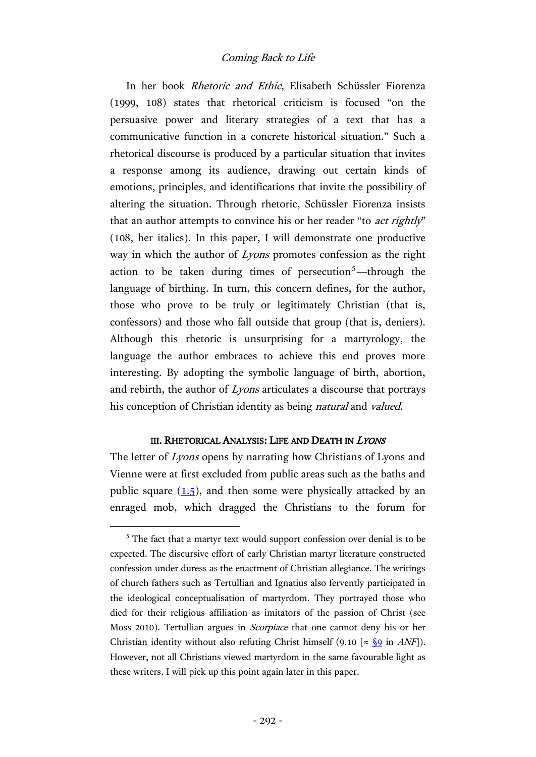In her book *Rhetoric and Ethic*, Elisabeth Schüssler Fiorenza (1999, 108) states that rhetorical criticism is focused "on the persuasive power and literary strategies of a text that has a communicative function in a concrete historical situation." Such a rhetorical discourse is produced by a particular situation that invites a response among its audience, drawing out certain kinds of emotions, principles, and identifications that invite the possibility of altering the situation. Through rhetoric, Schüssler Fiorenza insists that an author attempts to convince his or her reader "to *act rightly*" (108, her italics). In this paper, I will demonstrate one productive way in which the author of *Lyons* promotes confession as the right action to be taken during times of persecution[5]—through the language of birthing. In turn, this concern defines, for the author, those who prove to be truly or legitimately Christian (that is, confessors) and those who fall outside that group (that is, deniers). Although this rhetoric is unsurprising for a martyrology, the language the author embraces to achieve this end proves more interesting. By adopting the symbolic language of birth, abortion, and rebirth, the author of *Lyons* articulates a discourse that portrays his conception of Christian identity as being *natural* and *valued*.

## III. Rhetorical Analysis: Life and Death in *Lyons*

The letter of *Lyons* opens by narrating how Christians of Lyons and Vienne were at first excluded from public areas such as the baths and public square (1.5), and then some were physically attacked by an enraged mob, which dragged the Christians to the forum for

---

[5] The fact that a martyr text would support confession over denial is to be expected. The discursive effort of early Christian martyr literature constructed confession under duress as the enactment of Christian allegiance. The writings of church fathers such as Tertullian and Ignatius also fervently participated in the ideological conceptualisation of martyrdom. They portrayed those who died for their religious affiliation as imitators of the passion of Christ (see Moss 2010). Tertullian argues in *Scorpiace* that one cannot deny his or her Christian identity without also refuting Christ himself (9.10 [≈ §9 in *ANF*]). However, not all Christians viewed martyrdom in the same favourable light as these writers. I will pick up this point again later in this paper.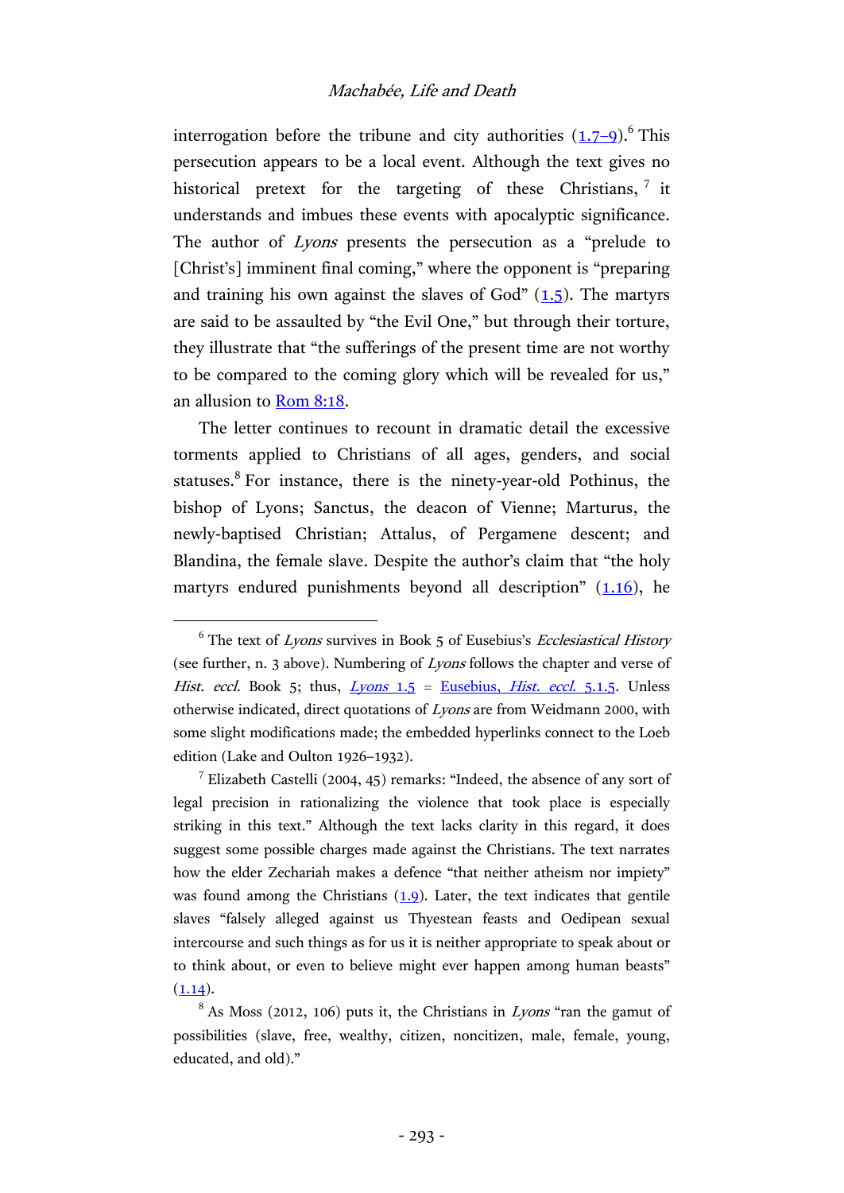interrogation before the tribune and city authorities (1.7–9).[6] This persecution appears to be a local event. Although the text gives no historical pretext for the targeting of these Christians,[7] it understands and imbues these events with apocalyptic significance. The author of *Lyons* presents the persecution as a "prelude to [Christ's] imminent final coming," where the opponent is "preparing and training his own against the slaves of God" (1.5). The martyrs are said to be assaulted by "the Evil One," but through their torture, they illustrate that "the sufferings of the present time are not worthy to be compared to the coming glory which will be revealed for us," an allusion to Rom 8:18.

The letter continues to recount in dramatic detail the excessive torments applied to Christians of all ages, genders, and social statuses.[8] For instance, there is the ninety-year-old Pothinus, the bishop of Lyons; Sanctus, the deacon of Vienne; Marturus, the newly-baptised Christian; Attalus, of Pergamene descent; and Blandina, the female slave. Despite the author's claim that "the holy martyrs endured punishments beyond all description" (1.16), he

---

[6] The text of *Lyons* survives in Book 5 of Eusebius's *Ecclesiastical History* (see further, n. 3 above). Numbering of *Lyons* follows the chapter and verse of *Hist. eccl.* Book 5; thus, *Lyons* 1.5 = Eusebius, *Hist. eccl.* 5.1.5. Unless otherwise indicated, direct quotations of *Lyons* are from Weidmann 2000, with some slight modifications made; the embedded hyperlinks connect to the Loeb edition (Lake and Oulton 1926–1932).

[7] Elizabeth Castelli (2004, 45) remarks: "Indeed, the absence of any sort of legal precision in rationalizing the violence that took place is especially striking in this text." Although the text lacks clarity in this regard, it does suggest some possible charges made against the Christians. The text narrates how the elder Zechariah makes a defence "that neither atheism nor impiety" was found among the Christians (1.9). Later, the text indicates that gentile slaves "falsely alleged against us Thyestean feasts and Oedipean sexual intercourse and such things as for us it is neither appropriate to speak about or to think about, or even to believe might ever happen among human beasts" (1.14).

[8] As Moss (2012, 106) puts it, the Christians in *Lyons* "ran the gamut of possibilities (slave, free, wealthy, citizen, noncitizen, male, female, young, educated, and old)."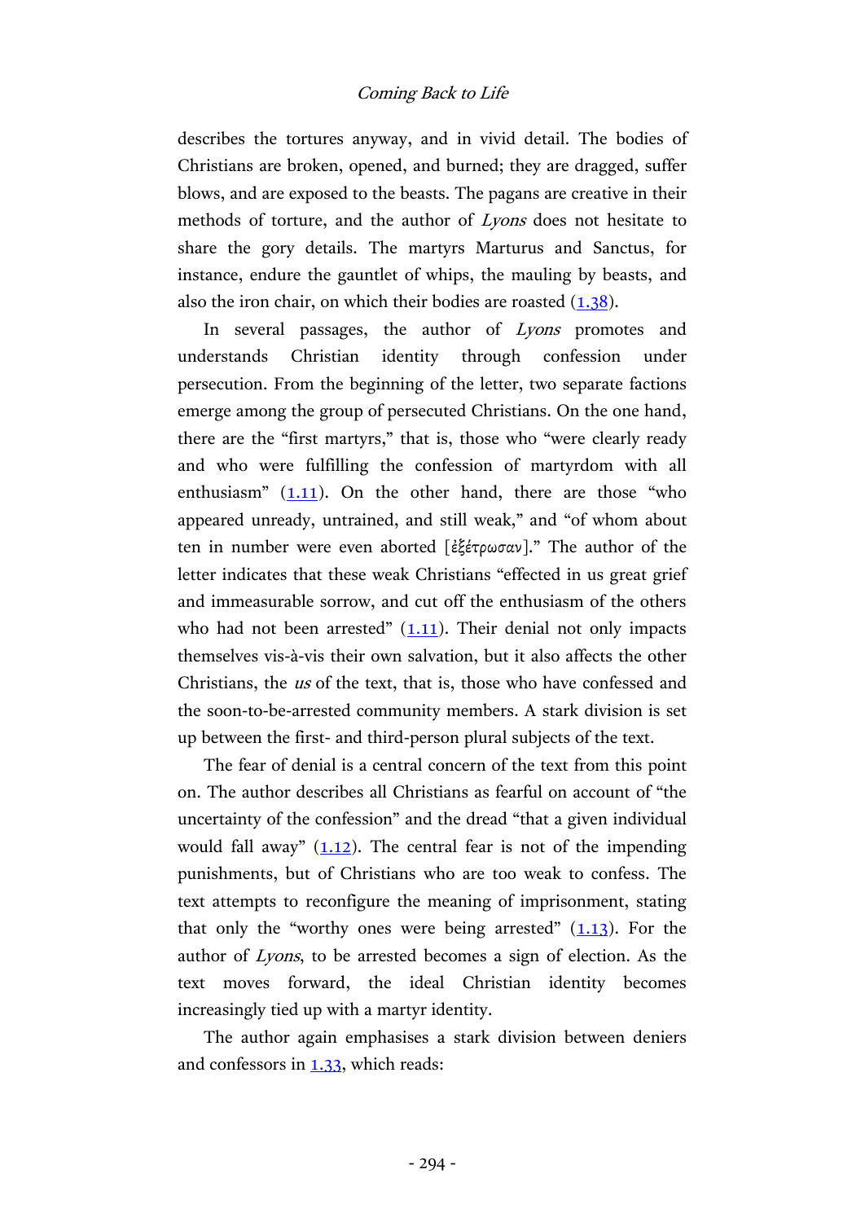describes the tortures anyway, and in vivid detail. The bodies of Christians are broken, opened, and burned; they are dragged, suffer blows, and are exposed to the beasts. The pagans are creative in their methods of torture, and the author of *Lyons* does not hesitate to share the gory details. The martyrs Marturus and Sanctus, for instance, endure the gauntlet of whips, the mauling by beasts, and also the iron chair, on which their bodies are roasted (1.38).

In several passages, the author of *Lyons* promotes and understands Christian identity through confession under persecution. From the beginning of the letter, two separate factions emerge among the group of persecuted Christians. On the one hand, there are the "first martyrs," that is, those who "were clearly ready and who were fulfilling the confession of martyrdom with all enthusiasm" (1.11). On the other hand, there are those "who appeared unready, untrained, and still weak," and "of whom about ten in number were even aborted [ἐξέτρωσαν]." The author of the letter indicates that these weak Christians "effected in us great grief and immeasurable sorrow, and cut off the enthusiasm of the others who had not been arrested" (1.11). Their denial not only impacts themselves vis-à-vis their own salvation, but it also affects the other Christians, the *us* of the text, that is, those who have confessed and the soon-to-be-arrested community members. A stark division is set up between the first- and third-person plural subjects of the text.

The fear of denial is a central concern of the text from this point on. The author describes all Christians as fearful on account of "the uncertainty of the confession" and the dread "that a given individual would fall away" (1.12). The central fear is not of the impending punishments, but of Christians who are too weak to confess. The text attempts to reconfigure the meaning of imprisonment, stating that only the "worthy ones were being arrested" (1.13). For the author of *Lyons*, to be arrested becomes a sign of election. As the text moves forward, the ideal Christian identity becomes increasingly tied up with a martyr identity.

The author again emphasises a stark division between deniers and confessors in 1.33, which reads: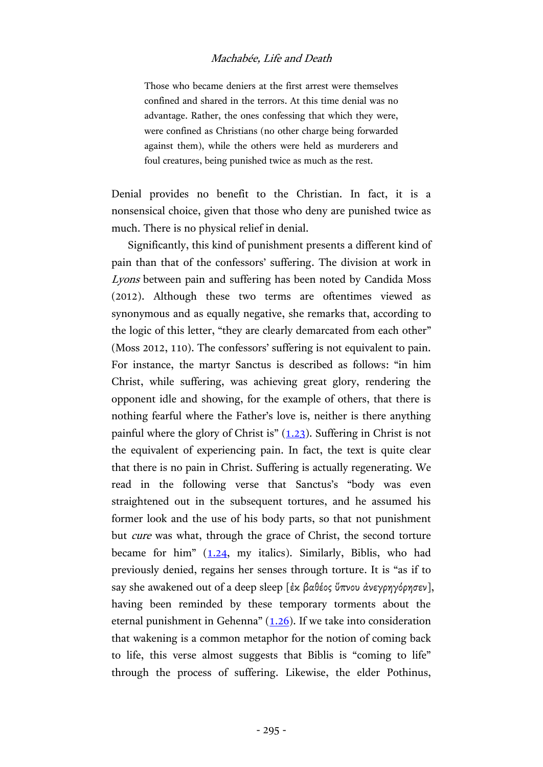> Those who became deniers at the first arrest were themselves confined and shared in the terrors. At this time denial was no advantage. Rather, the ones confessing that which they were, were confined as Christians (no other charge being forwarded against them), while the others were held as murderers and foul creatures, being punished twice as much as the rest.

Denial provides no benefit to the Christian. In fact, it is a nonsensical choice, given that those who deny are punished twice as much. There is no physical relief in denial.

Significantly, this kind of punishment presents a different kind of pain than that of the confessors' suffering. The division at work in *Lyons* between pain and suffering has been noted by Candida Moss (2012). Although these two terms are oftentimes viewed as synonymous and as equally negative, she remarks that, according to the logic of this letter, "they are clearly demarcated from each other" (Moss 2012, 110). The confessors' suffering is not equivalent to pain. For instance, the martyr Sanctus is described as follows: "in him Christ, while suffering, was achieving great glory, rendering the opponent idle and showing, for the example of others, that there is nothing fearful where the Father's love is, neither is there anything painful where the glory of Christ is" (1.23). Suffering in Christ is not the equivalent of experiencing pain. In fact, the text is quite clear that there is no pain in Christ. Suffering is actually regenerating. We read in the following verse that Sanctus's "body was even straightened out in the subsequent tortures, and he assumed his former look and the use of his body parts, so that not punishment but *cure* was what, through the grace of Christ, the second torture became for him" (1.24, my italics). Similarly, Biblis, who had previously denied, regains her senses through torture. It is "as if to say she awakened out of a deep sleep [ἐκ βαθέος ὕπνου ἀνεγρηγόρησεν], having been reminded by these temporary torments about the eternal punishment in Gehenna" (1.26). If we take into consideration that wakening is a common metaphor for the notion of coming back to life, this verse almost suggests that Biblis is "coming to life" through the process of suffering. Likewise, the elder Pothinus,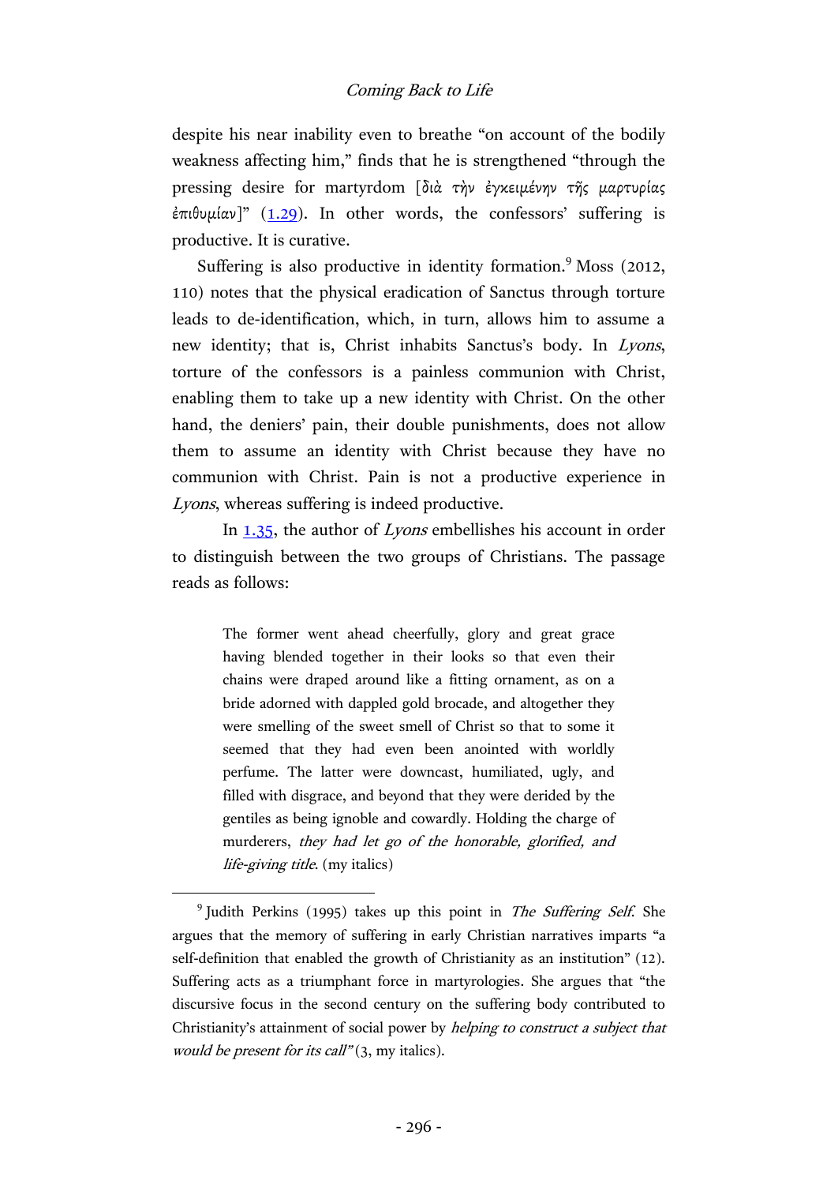despite his near inability even to breathe "on account of the bodily weakness affecting him," finds that he is strengthened "through the pressing desire for martyrdom [διὰ τὴν ἐγκειμένην τῆς μαρτυρίας ἐπιθυμίαν]" (1.29). In other words, the confessors' suffering is productive. It is curative.

Suffering is also productive in identity formation.[9] Moss (2012, 110) notes that the physical eradication of Sanctus through torture leads to de-identification, which, in turn, allows him to assume a new identity; that is, Christ inhabits Sanctus's body. In *Lyons*, torture of the confessors is a painless communion with Christ, enabling them to take up a new identity with Christ. On the other hand, the deniers' pain, their double punishments, does not allow them to assume an identity with Christ because they have no communion with Christ. Pain is not a productive experience in *Lyons*, whereas suffering is indeed productive.

In 1.35, the author of *Lyons* embellishes his account in order to distinguish between the two groups of Christians. The passage reads as follows:

> The former went ahead cheerfully, glory and great grace having blended together in their looks so that even their chains were draped around like a fitting ornament, as on a bride adorned with dappled gold brocade, and altogether they were smelling of the sweet smell of Christ so that to some it seemed that they had even been anointed with worldly perfume. The latter were downcast, humiliated, ugly, and filled with disgrace, and beyond that they were derided by the gentiles as being ignoble and cowardly. Holding the charge of murderers, *they had let go of the honorable, glorified, and life-giving title*. (my italics)

[9] Judith Perkins (1995) takes up this point in *The Suffering Self*. She argues that the memory of suffering in early Christian narratives imparts "a self-definition that enabled the growth of Christianity as an institution" (12). Suffering acts as a triumphant force in martyrologies. She argues that "the discursive focus in the second century on the suffering body contributed to Christianity's attainment of social power by *helping to construct a subject that would be present for its call*" (3, my italics).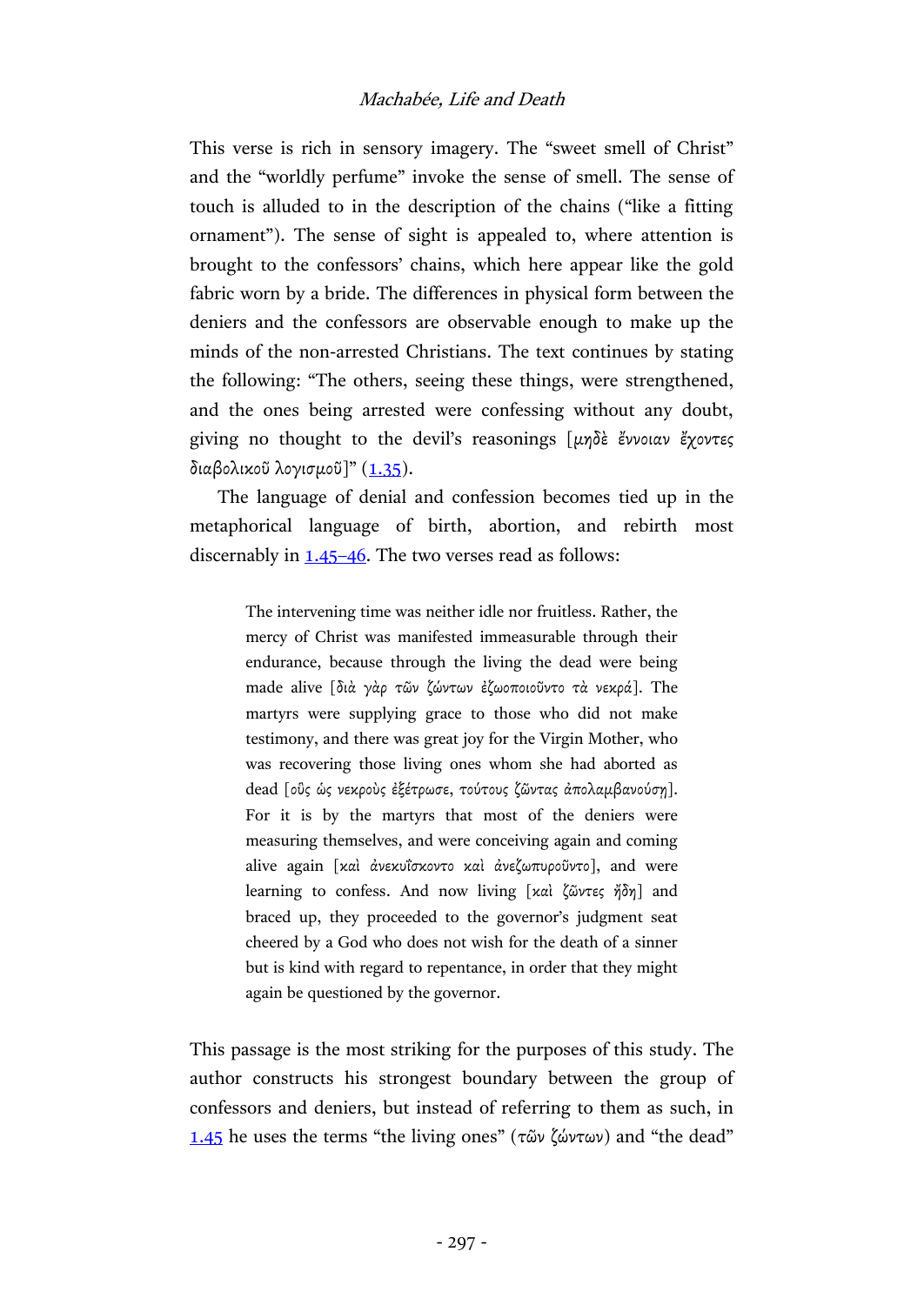This verse is rich in sensory imagery. The "sweet smell of Christ" and the "worldly perfume" invoke the sense of smell. The sense of touch is alluded to in the description of the chains ("like a fitting ornament"). The sense of sight is appealed to, where attention is brought to the confessors' chains, which here appear like the gold fabric worn by a bride. The differences in physical form between the deniers and the confessors are observable enough to make up the minds of the non-arrested Christians. The text continues by stating the following: "The others, seeing these things, were strengthened, and the ones being arrested were confessing without any doubt, giving no thought to the devil's reasonings [*μηδὲ ἔννοιαν ἔχοντες διαβολικοῦ λογισμοῦ*]" (1.35).

The language of denial and confession becomes tied up in the metaphorical language of birth, abortion, and rebirth most discernably in 1.45–46. The two verses read as follows:

> The intervening time was neither idle nor fruitless. Rather, the mercy of Christ was manifested immeasurable through their endurance, because through the living the dead were being made alive [*διὰ γὰρ τῶν ζώντων ἐζωοποιοῦντο τὰ νεκρά*]. The martyrs were supplying grace to those who did not make testimony, and there was great joy for the Virgin Mother, who was recovering those living ones whom she had aborted as dead [*οὓς ὡς νεκροὺς ἐξέτρωσε, τούτους ζῶντας ἀπολαμβανούσῃ*]. For it is by the martyrs that most of the deniers were measuring themselves, and were conceiving again and coming alive again [*καὶ ἀνεκυΐσκοντο καὶ ἀνεζωπυροῦντο*], and were learning to confess. And now living [*καὶ ζῶντες ἤδη*] and braced up, they proceeded to the governor's judgment seat cheered by a God who does not wish for the death of a sinner but is kind with regard to repentance, in order that they might again be questioned by the governor.

This passage is the most striking for the purposes of this study. The author constructs his strongest boundary between the group of confessors and deniers, but instead of referring to them as such, in 1.45 he uses the terms "the living ones" (*τῶν ζώντων*) and "the dead"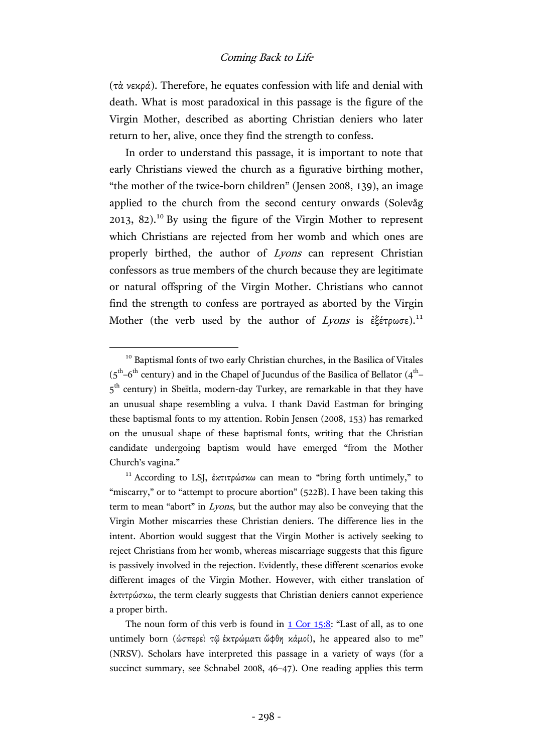(τὰ νεκρά). Therefore, he equates confession with life and denial with death. What is most paradoxical in this passage is the figure of the Virgin Mother, described as aborting Christian deniers who later return to her, alive, once they find the strength to confess.

In order to understand this passage, it is important to note that early Christians viewed the church as a figurative birthing mother, "the mother of the twice-born children" (Jensen 2008, 139), an image applied to the church from the second century onwards (Solevåg 2013, 82).[10] By using the figure of the Virgin Mother to represent which Christians are rejected from her womb and which ones are properly birthed, the author of *Lyons* can represent Christian confessors as true members of the church because they are legitimate or natural offspring of the Virgin Mother. Christians who cannot find the strength to confess are portrayed as aborted by the Virgin Mother (the verb used by the author of *Lyons* is ἐξέτρωσε).[11]

---

[10] Baptismal fonts of two early Christian churches, in the Basilica of Vitales (5th–6th century) and in the Chapel of Jucundus of the Basilica of Bellator (4th–5th century) in Sbeïtla, modern-day Turkey, are remarkable in that they have an unusual shape resembling a vulva. I thank David Eastman for bringing these baptismal fonts to my attention. Robin Jensen (2008, 153) has remarked on the unusual shape of these baptismal fonts, writing that the Christian candidate undergoing baptism would have emerged "from the Mother Church's vagina."

[11] According to LSJ, ἐκτιτρώσκω can mean to "bring forth untimely," to "miscarry," or to "attempt to procure abortion" (522B). I have been taking this term to mean "abort" in *Lyons*, but the author may also be conveying that the Virgin Mother miscarries these Christian deniers. The difference lies in the intent. Abortion would suggest that the Virgin Mother is actively seeking to reject Christians from her womb, whereas miscarriage suggests that this figure is passively involved in the rejection. Evidently, these different scenarios evoke different images of the Virgin Mother. However, with either translation of ἐκτιτρώσκω, the term clearly suggests that Christian deniers cannot experience a proper birth.

The noun form of this verb is found in 1 Cor 15:8: "Last of all, as to one untimely born (ὡσπερεὶ τῷ ἐκτρώματι ὤφθη κἀμοί), he appeared also to me" (NRSV). Scholars have interpreted this passage in a variety of ways (for a succinct summary, see Schnabel 2008, 46–47). One reading applies this term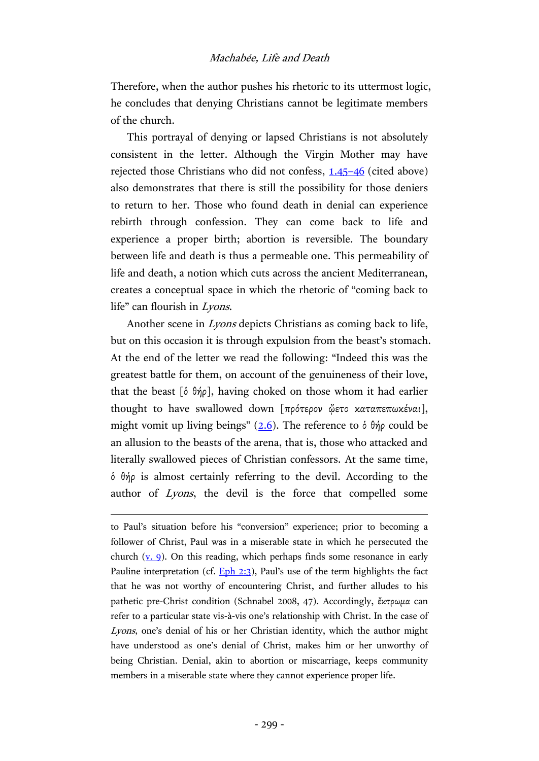Therefore, when the author pushes his rhetoric to its uttermost logic, he concludes that denying Christians cannot be legitimate members of the church.

This portrayal of denying or lapsed Christians is not absolutely consistent in the letter. Although the Virgin Mother may have rejected those Christians who did not confess, 1.45–46 (cited above) also demonstrates that there is still the possibility for those deniers to return to her. Those who found death in denial can experience rebirth through confession. They can come back to life and experience a proper birth; abortion is reversible. The boundary between life and death is thus a permeable one. This permeability of life and death, a notion which cuts across the ancient Mediterranean, creates a conceptual space in which the rhetoric of "coming back to life" can flourish in *Lyons*.

Another scene in *Lyons* depicts Christians as coming back to life, but on this occasion it is through expulsion from the beast's stomach. At the end of the letter we read the following: "Indeed this was the greatest battle for them, on account of the genuineness of their love, that the beast [ὁ θήρ], having choked on those whom it had earlier thought to have swallowed down [πρότερον ᾤετο καταπεπωκέναι], might vomit up living beings" (2.6). The reference to ὁ θήρ could be an allusion to the beasts of the arena, that is, those who attacked and literally swallowed pieces of Christian confessors. At the same time, ὁ θήρ is almost certainly referring to the devil. According to the author of *Lyons*, the devil is the force that compelled some

---

to Paul's situation before his "conversion" experience; prior to becoming a follower of Christ, Paul was in a miserable state in which he persecuted the church (v. 9). On this reading, which perhaps finds some resonance in early Pauline interpretation (cf. Eph 2:3), Paul's use of the term highlights the fact that he was not worthy of encountering Christ, and further alludes to his pathetic pre-Christ condition (Schnabel 2008, 47). Accordingly, ἔκτρωμα can refer to a particular state vis-à-vis one's relationship with Christ. In the case of *Lyons*, one's denial of his or her Christian identity, which the author might have understood as one's denial of Christ, makes him or her unworthy of being Christian. Denial, akin to abortion or miscarriage, keeps community members in a miserable state where they cannot experience proper life.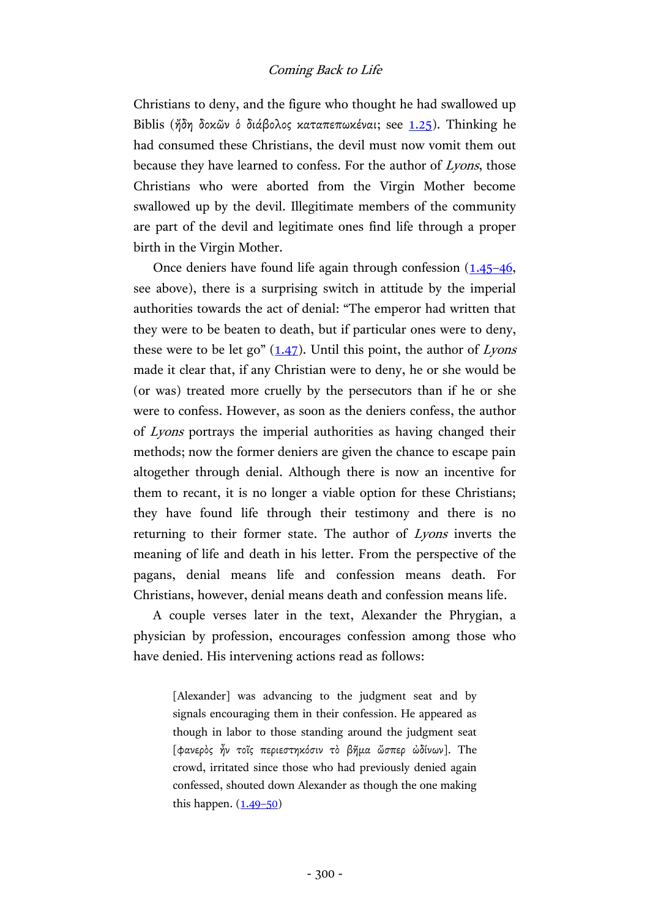Christians to deny, and the figure who thought he had swallowed up Biblis (ἤδη δοκῶν ὁ διάβολος καταπεπωκέναι; see 1.25). Thinking he had consumed these Christians, the devil must now vomit them out because they have learned to confess. For the author of *Lyons*, those Christians who were aborted from the Virgin Mother become swallowed up by the devil. Illegitimate members of the community are part of the devil and legitimate ones find life through a proper birth in the Virgin Mother.

Once deniers have found life again through confession (1.45–46, see above), there is a surprising switch in attitude by the imperial authorities towards the act of denial: "The emperor had written that they were to be beaten to death, but if particular ones were to deny, these were to be let go" (1.47). Until this point, the author of *Lyons* made it clear that, if any Christian were to deny, he or she would be (or was) treated more cruelly by the persecutors than if he or she were to confess. However, as soon as the deniers confess, the author of *Lyons* portrays the imperial authorities as having changed their methods; now the former deniers are given the chance to escape pain altogether through denial. Although there is now an incentive for them to recant, it is no longer a viable option for these Christians; they have found life through their testimony and there is no returning to their former state. The author of *Lyons* inverts the meaning of life and death in his letter. From the perspective of the pagans, denial means life and confession means death. For Christians, however, denial means death and confession means life.

A couple verses later in the text, Alexander the Phrygian, a physician by profession, encourages confession among those who have denied. His intervening actions read as follows:

> [Alexander] was advancing to the judgment seat and by signals encouraging them in their confession. He appeared as though in labor to those standing around the judgment seat [φανερὸς ἦν τοῖς περιεστηκόσιν τὸ βῆμα ὥσπερ ὠδίνων]. The crowd, irritated since those who had previously denied again confessed, shouted down Alexander as though the one making this happen. (1.49–50)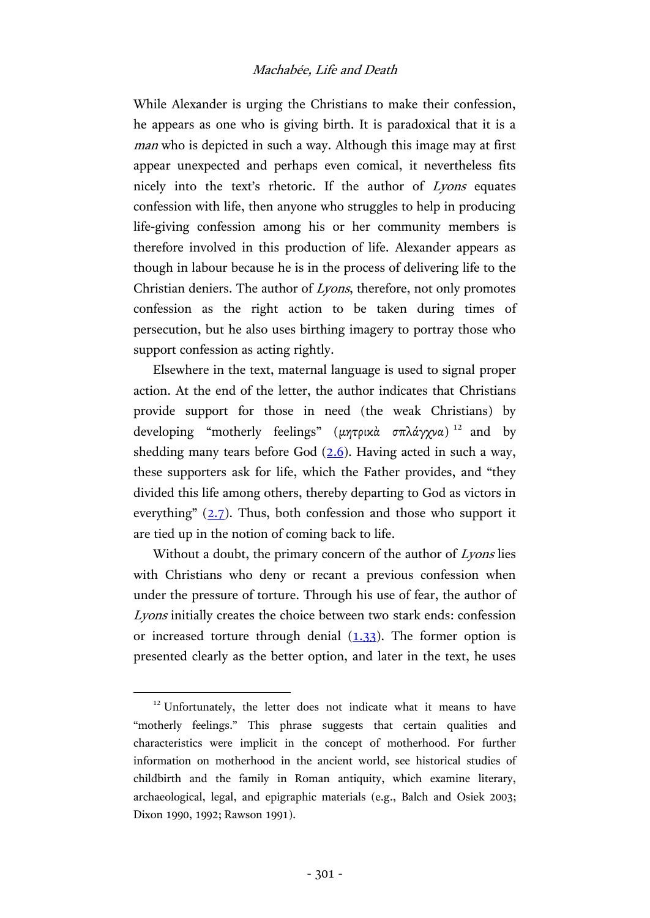While Alexander is urging the Christians to make their confession, he appears as one who is giving birth. It is paradoxical that it is a *man* who is depicted in such a way. Although this image may at first appear unexpected and perhaps even comical, it nevertheless fits nicely into the text's rhetoric. If the author of *Lyons* equates confession with life, then anyone who struggles to help in producing life-giving confession among his or her community members is therefore involved in this production of life. Alexander appears as though in labour because he is in the process of delivering life to the Christian deniers. The author of *Lyons*, therefore, not only promotes confession as the right action to be taken during times of persecution, but he also uses birthing imagery to portray those who support confession as acting rightly.

Elsewhere in the text, maternal language is used to signal proper action. At the end of the letter, the author indicates that Christians provide support for those in need (the weak Christians) by developing "motherly feelings" (μητρικὰ σπλάγχνα)[12] and by shedding many tears before God (2.6). Having acted in such a way, these supporters ask for life, which the Father provides, and "they divided this life among others, thereby departing to God as victors in everything" (2.7). Thus, both confession and those who support it are tied up in the notion of coming back to life.

Without a doubt, the primary concern of the author of *Lyons* lies with Christians who deny or recant a previous confession when under the pressure of torture. Through his use of fear, the author of *Lyons* initially creates the choice between two stark ends: confession or increased torture through denial (1.33). The former option is presented clearly as the better option, and later in the text, he uses

---

[12] Unfortunately, the letter does not indicate what it means to have "motherly feelings." This phrase suggests that certain qualities and characteristics were implicit in the concept of motherhood. For further information on motherhood in the ancient world, see historical studies of childbirth and the family in Roman antiquity, which examine literary, archaeological, legal, and epigraphic materials (e.g., Balch and Osiek 2003; Dixon 1990, 1992; Rawson 1991).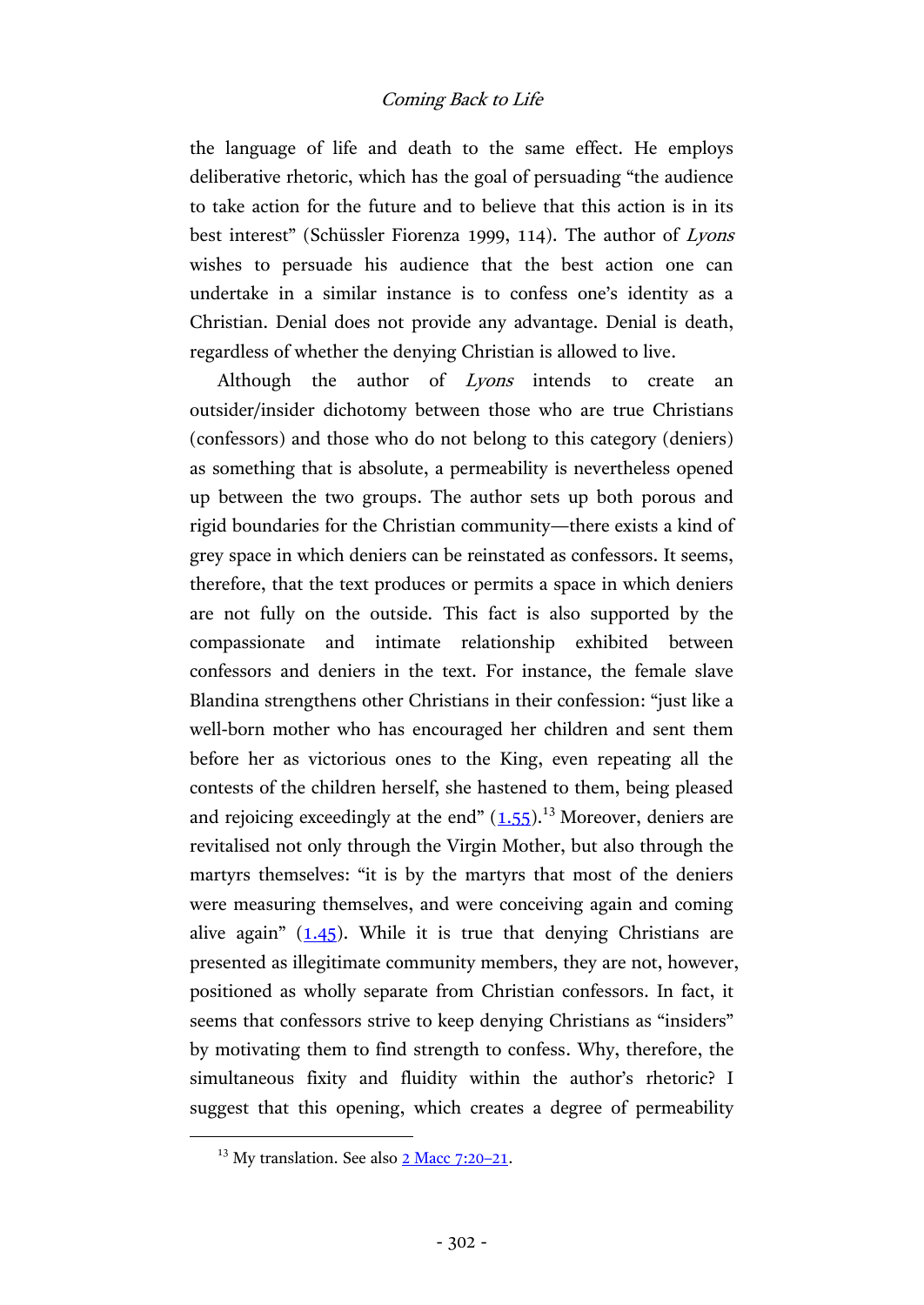the language of life and death to the same effect. He employs deliberative rhetoric, which has the goal of persuading "the audience to take action for the future and to believe that this action is in its best interest" (Schüssler Fiorenza 1999, 114). The author of *Lyons* wishes to persuade his audience that the best action one can undertake in a similar instance is to confess one's identity as a Christian. Denial does not provide any advantage. Denial is death, regardless of whether the denying Christian is allowed to live.

Although the author of *Lyons* intends to create an outsider/insider dichotomy between those who are true Christians (confessors) and those who do not belong to this category (deniers) as something that is absolute, a permeability is nevertheless opened up between the two groups. The author sets up both porous and rigid boundaries for the Christian community—there exists a kind of grey space in which deniers can be reinstated as confessors. It seems, therefore, that the text produces or permits a space in which deniers are not fully on the outside. This fact is also supported by the compassionate and intimate relationship exhibited between confessors and deniers in the text. For instance, the female slave Blandina strengthens other Christians in their confession: "just like a well-born mother who has encouraged her children and sent them before her as victorious ones to the King, even repeating all the contests of the children herself, she hastened to them, being pleased and rejoicing exceedingly at the end" (1.55).[13] Moreover, deniers are revitalised not only through the Virgin Mother, but also through the martyrs themselves: "it is by the martyrs that most of the deniers were measuring themselves, and were conceiving again and coming alive again" (1.45). While it is true that denying Christians are presented as illegitimate community members, they are not, however, positioned as wholly separate from Christian confessors. In fact, it seems that confessors strive to keep denying Christians as "insiders" by motivating them to find strength to confess. Why, therefore, the simultaneous fixity and fluidity within the author's rhetoric? I suggest that this opening, which creates a degree of permeability

[13] My translation. See also 2 Macc 7:20–21.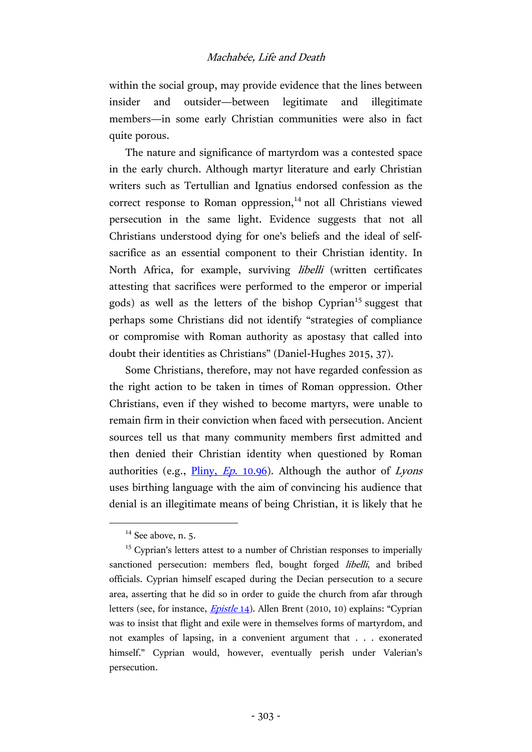within the social group, may provide evidence that the lines between insider and outsider—between legitimate and illegitimate members—in some early Christian communities were also in fact quite porous.

The nature and significance of martyrdom was a contested space in the early church. Although martyr literature and early Christian writers such as Tertullian and Ignatius endorsed confession as the correct response to Roman oppression,[14] not all Christians viewed persecution in the same light. Evidence suggests that not all Christians understood dying for one's beliefs and the ideal of self-sacrifice as an essential component to their Christian identity. In North Africa, for example, surviving *libelli* (written certificates attesting that sacrifices were performed to the emperor or imperial gods) as well as the letters of the bishop Cyprian[15] suggest that perhaps some Christians did not identify "strategies of compliance or compromise with Roman authority as apostasy that called into doubt their identities as Christians" (Daniel-Hughes 2015, 37).

Some Christians, therefore, may not have regarded confession as the right action to be taken in times of Roman oppression. Other Christians, even if they wished to become martyrs, were unable to remain firm in their conviction when faced with persecution. Ancient sources tell us that many community members first admitted and then denied their Christian identity when questioned by Roman authorities (e.g., Pliny, *Ep.* 10.96). Although the author of *Lyons* uses birthing language with the aim of convincing his audience that denial is an illegitimate means of being Christian, it is likely that he

---

[14] See above, n. 5.

[15] Cyprian's letters attest to a number of Christian responses to imperially sanctioned persecution: members fled, bought forged *libelli*, and bribed officials. Cyprian himself escaped during the Decian persecution to a secure area, asserting that he did so in order to guide the church from afar through letters (see, for instance, *Epistle* 14). Allen Brent (2010, 10) explains: "Cyprian was to insist that flight and exile were in themselves forms of martyrdom, and not examples of lapsing, in a convenient argument that . . . exonerated himself." Cyprian would, however, eventually perish under Valerian's persecution.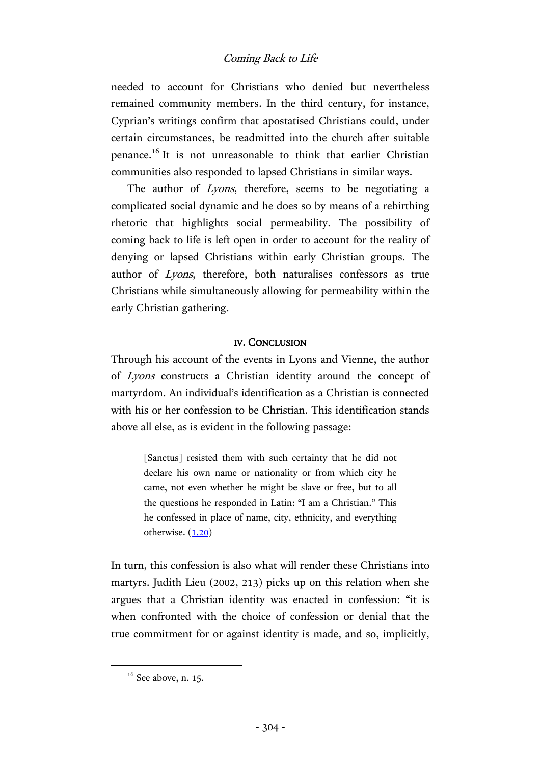needed to account for Christians who denied but nevertheless remained community members. In the third century, for instance, Cyprian's writings confirm that apostatised Christians could, under certain circumstances, be readmitted into the church after suitable penance.[16] It is not unreasonable to think that earlier Christian communities also responded to lapsed Christians in similar ways.

The author of *Lyons*, therefore, seems to be negotiating a complicated social dynamic and he does so by means of a rebirthing rhetoric that highlights social permeability. The possibility of coming back to life is left open in order to account for the reality of denying or lapsed Christians within early Christian groups. The author of *Lyons*, therefore, both naturalises confessors as true Christians while simultaneously allowing for permeability within the early Christian gathering.

## IV. CONCLUSION

Through his account of the events in Lyons and Vienne, the author of *Lyons* constructs a Christian identity around the concept of martyrdom. An individual's identification as a Christian is connected with his or her confession to be Christian. This identification stands above all else, as is evident in the following passage:

> [Sanctus] resisted them with such certainty that he did not declare his own name or nationality or from which city he came, not even whether he might be slave or free, but to all the questions he responded in Latin: "I am a Christian." This he confessed in place of name, city, ethnicity, and everything otherwise. (1.20)

In turn, this confession is also what will render these Christians into martyrs. Judith Lieu (2002, 213) picks up on this relation when she argues that a Christian identity was enacted in confession: "it is when confronted with the choice of confession or denial that the true commitment for or against identity is made, and so, implicitly,

---

[16] See above, n. 15.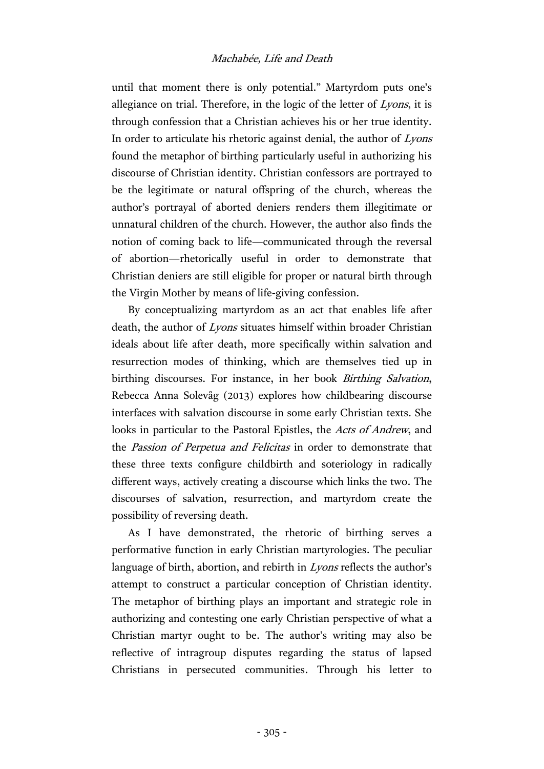until that moment there is only potential." Martyrdom puts one's allegiance on trial. Therefore, in the logic of the letter of *Lyons*, it is through confession that a Christian achieves his or her true identity. In order to articulate his rhetoric against denial, the author of *Lyons* found the metaphor of birthing particularly useful in authorizing his discourse of Christian identity. Christian confessors are portrayed to be the legitimate or natural offspring of the church, whereas the author's portrayal of aborted deniers renders them illegitimate or unnatural children of the church. However, the author also finds the notion of coming back to life—communicated through the reversal of abortion—rhetorically useful in order to demonstrate that Christian deniers are still eligible for proper or natural birth through the Virgin Mother by means of life-giving confession.

By conceptualizing martyrdom as an act that enables life after death, the author of *Lyons* situates himself within broader Christian ideals about life after death, more specifically within salvation and resurrection modes of thinking, which are themselves tied up in birthing discourses. For instance, in her book *Birthing Salvation*, Rebecca Anna Solevåg (2013) explores how childbearing discourse interfaces with salvation discourse in some early Christian texts. She looks in particular to the Pastoral Epistles, the *Acts of Andrew*, and the *Passion of Perpetua and Felicitas* in order to demonstrate that these three texts configure childbirth and soteriology in radically different ways, actively creating a discourse which links the two. The discourses of salvation, resurrection, and martyrdom create the possibility of reversing death.

As I have demonstrated, the rhetoric of birthing serves a performative function in early Christian martyrologies. The peculiar language of birth, abortion, and rebirth in *Lyons* reflects the author's attempt to construct a particular conception of Christian identity. The metaphor of birthing plays an important and strategic role in authorizing and contesting one early Christian perspective of what a Christian martyr ought to be. The author's writing may also be reflective of intragroup disputes regarding the status of lapsed Christians in persecuted communities. Through his letter to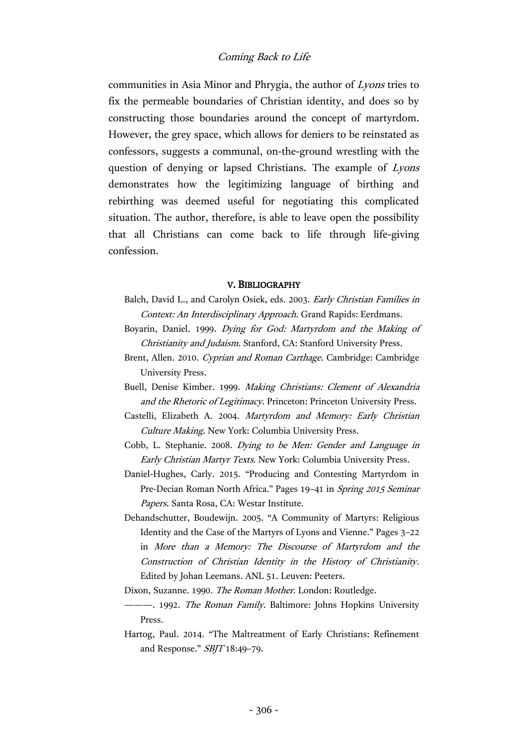communities in Asia Minor and Phrygia, the author of *Lyons* tries to fix the permeable boundaries of Christian identity, and does so by constructing those boundaries around the concept of martyrdom. However, the grey space, which allows for deniers to be reinstated as confessors, suggests a communal, on-the-ground wrestling with the question of denying or lapsed Christians. The example of *Lyons* demonstrates how the legitimizing language of birthing and rebirthing was deemed useful for negotiating this complicated situation. The author, therefore, is able to leave open the possibility that all Christians can come back to life through life-giving confession.

## V. BIBLIOGRAPHY

Balch, David L., and Carolyn Osiek, eds. 2003. *Early Christian Families in Context: An Interdisciplinary Approach*. Grand Rapids: Eerdmans.

Boyarin, Daniel. 1999. *Dying for God: Martyrdom and the Making of Christianity and Judaism*. Stanford, CA: Stanford University Press.

Brent, Allen. 2010. *Cyprian and Roman Carthage*. Cambridge: Cambridge University Press.

Buell, Denise Kimber. 1999. *Making Christians: Clement of Alexandria and the Rhetoric of Legitimacy*. Princeton: Princeton University Press.

Castelli, Elizabeth A. 2004. *Martyrdom and Memory: Early Christian Culture Making*. New York: Columbia University Press.

Cobb, L. Stephanie. 2008. *Dying to be Men: Gender and Language in Early Christian Martyr Texts*. New York: Columbia University Press.

Daniel-Hughes, Carly. 2015. "Producing and Contesting Martyrdom in Pre-Decian Roman North Africa." Pages 19–41 in *Spring 2015 Seminar Papers*. Santa Rosa, CA: Westar Institute.

Dehandschutter, Boudewijn. 2005. "A Community of Martyrs: Religious Identity and the Case of the Martyrs of Lyons and Vienne." Pages 3–22 in *More than a Memory: The Discourse of Martyrdom and the Construction of Christian Identity in the History of Christianity*. Edited by Johan Leemans. ANL 51. Leuven: Peeters.

Dixon, Suzanne. 1990. *The Roman Mother*. London: Routledge.

———. 1992. *The Roman Family*. Baltimore: Johns Hopkins University Press.

Hartog, Paul. 2014. "The Maltreatment of Early Christians: Refinement and Response." *SBJT* 18:49–79.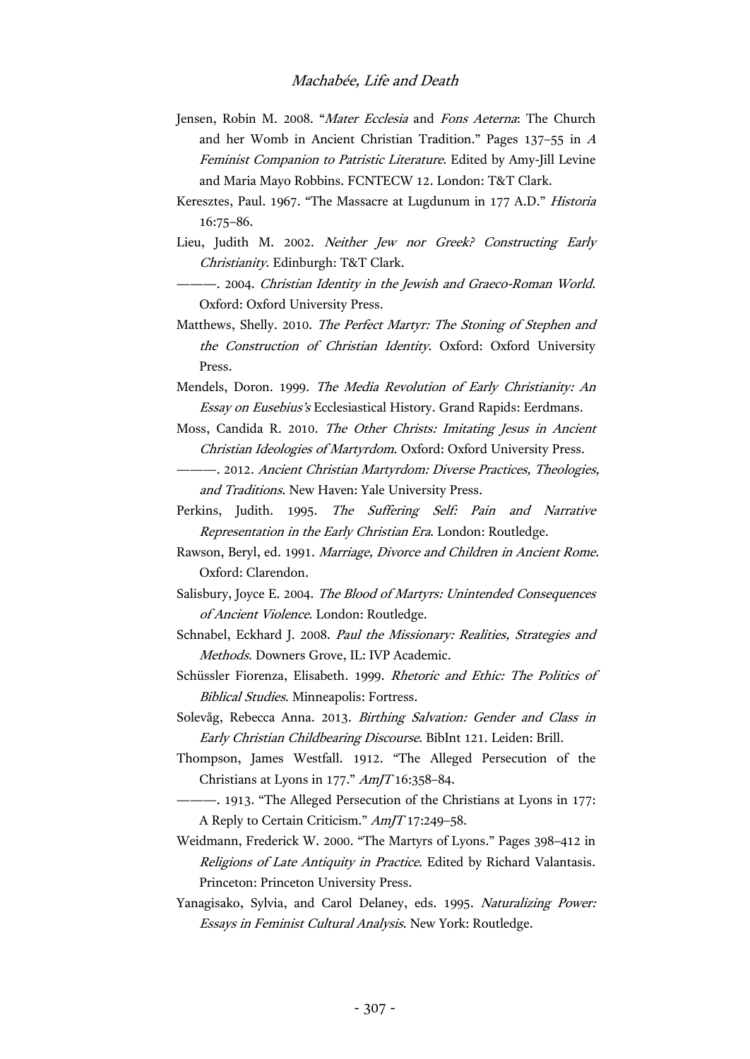Jensen, Robin M. 2008. "*Mater Ecclesia* and *Fons Aeterna*: The Church and her Womb in Ancient Christian Tradition." Pages 137–55 in *A Feminist Companion to Patristic Literature*. Edited by Amy-Jill Levine and Maria Mayo Robbins. FCNTECW 12. London: T&T Clark.

Keresztes, Paul. 1967. "The Massacre at Lugdunum in 177 A.D." *Historia* 16:75–86.

Lieu, Judith M. 2002. *Neither Jew nor Greek? Constructing Early Christianity*. Edinburgh: T&T Clark.

———. 2004. *Christian Identity in the Jewish and Graeco-Roman World*. Oxford: Oxford University Press.

Matthews, Shelly. 2010. *The Perfect Martyr: The Stoning of Stephen and the Construction of Christian Identity*. Oxford: Oxford University Press.

Mendels, Doron. 1999. *The Media Revolution of Early Christianity: An Essay on Eusebius's* Ecclesiastical History. Grand Rapids: Eerdmans.

Moss, Candida R. 2010. *The Other Christs: Imitating Jesus in Ancient Christian Ideologies of Martyrdom*. Oxford: Oxford University Press.

———. 2012. *Ancient Christian Martyrdom: Diverse Practices, Theologies, and Traditions*. New Haven: Yale University Press.

Perkins, Judith. 1995. *The Suffering Self: Pain and Narrative Representation in the Early Christian Era*. London: Routledge.

Rawson, Beryl, ed. 1991. *Marriage, Divorce and Children in Ancient Rome*. Oxford: Clarendon.

Salisbury, Joyce E. 2004. *The Blood of Martyrs: Unintended Consequences of Ancient Violence*. London: Routledge.

Schnabel, Eckhard J. 2008. *Paul the Missionary: Realities, Strategies and Methods*. Downers Grove, IL: IVP Academic.

Schüssler Fiorenza, Elisabeth. 1999. *Rhetoric and Ethic: The Politics of Biblical Studies*. Minneapolis: Fortress.

Solevåg, Rebecca Anna. 2013. *Birthing Salvation: Gender and Class in Early Christian Childbearing Discourse*. BibInt 121. Leiden: Brill.

Thompson, James Westfall. 1912. "The Alleged Persecution of the Christians at Lyons in 177." *AmJT* 16:358–84.

———. 1913. "The Alleged Persecution of the Christians at Lyons in 177: A Reply to Certain Criticism." *AmJT* 17:249–58.

Weidmann, Frederick W. 2000. "The Martyrs of Lyons." Pages 398–412 in *Religions of Late Antiquity in Practice*. Edited by Richard Valantasis. Princeton: Princeton University Press.

Yanagisako, Sylvia, and Carol Delaney, eds. 1995. *Naturalizing Power: Essays in Feminist Cultural Analysis*. New York: Routledge.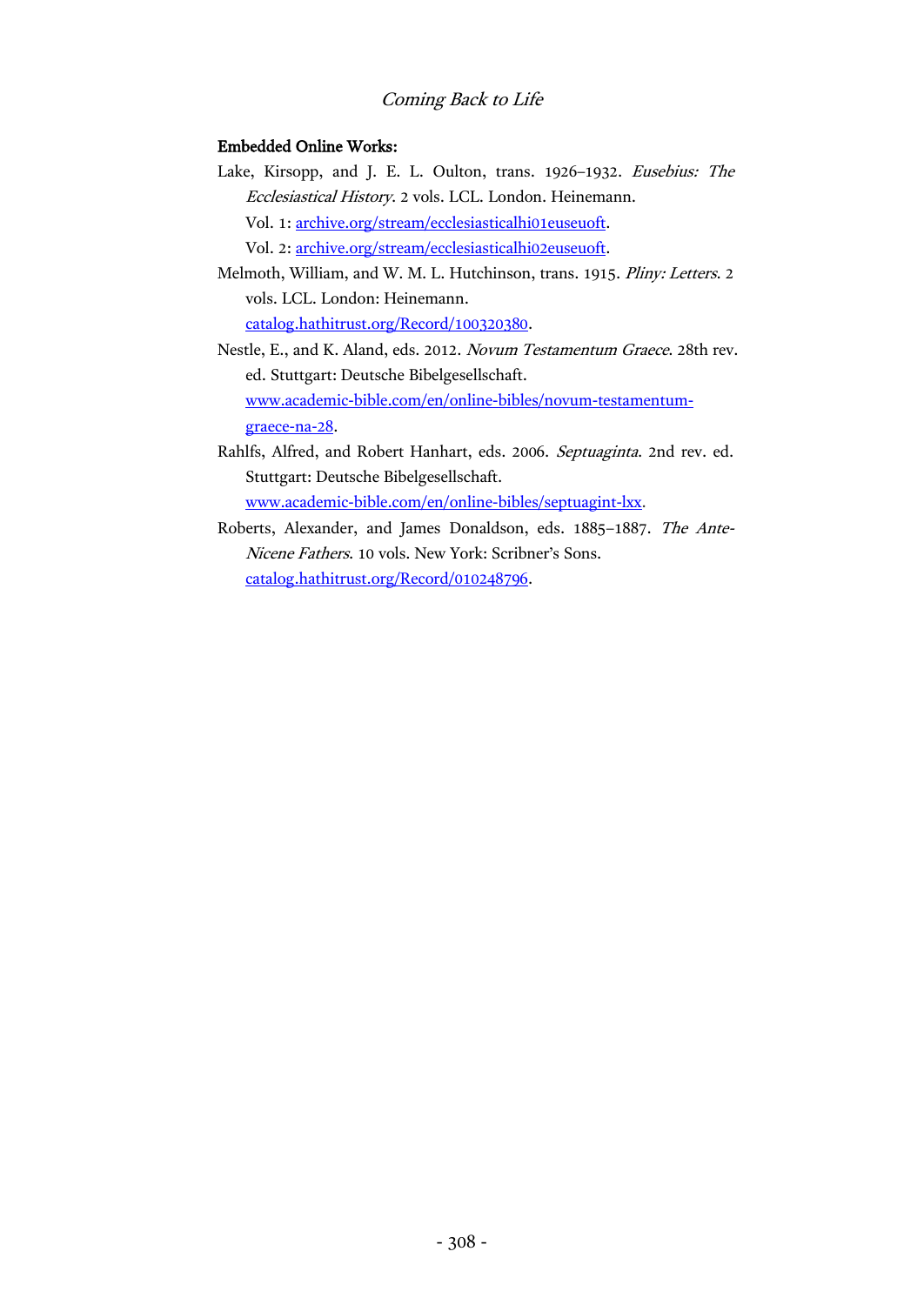**Embedded Online Works:**

Lake, Kirsopp, and J. E. L. Oulton, trans. 1926–1932. *Eusebius: The Ecclesiastical History*. 2 vols. LCL. London. Heinemann.
Vol. 1: archive.org/stream/ecclesiasticalhi01euseuoft.
Vol. 2: archive.org/stream/ecclesiasticalhi02euseuoft.

Melmoth, William, and W. M. L. Hutchinson, trans. 1915. *Pliny: Letters*. 2 vols. LCL. London: Heinemann.
catalog.hathitrust.org/Record/100320380.

Nestle, E., and K. Aland, eds. 2012. *Novum Testamentum Graece*. 28th rev. ed. Stuttgart: Deutsche Bibelgesellschaft.
www.academic-bible.com/en/online-bibles/novum-testamentum-graece-na-28.

Rahlfs, Alfred, and Robert Hanhart, eds. 2006. *Septuaginta*. 2nd rev. ed. Stuttgart: Deutsche Bibelgesellschaft.
www.academic-bible.com/en/online-bibles/septuagint-lxx.

Roberts, Alexander, and James Donaldson, eds. 1885–1887. *The Ante-Nicene Fathers*. 10 vols. New York: Scribner's Sons.
catalog.hathitrust.org/Record/010248796.